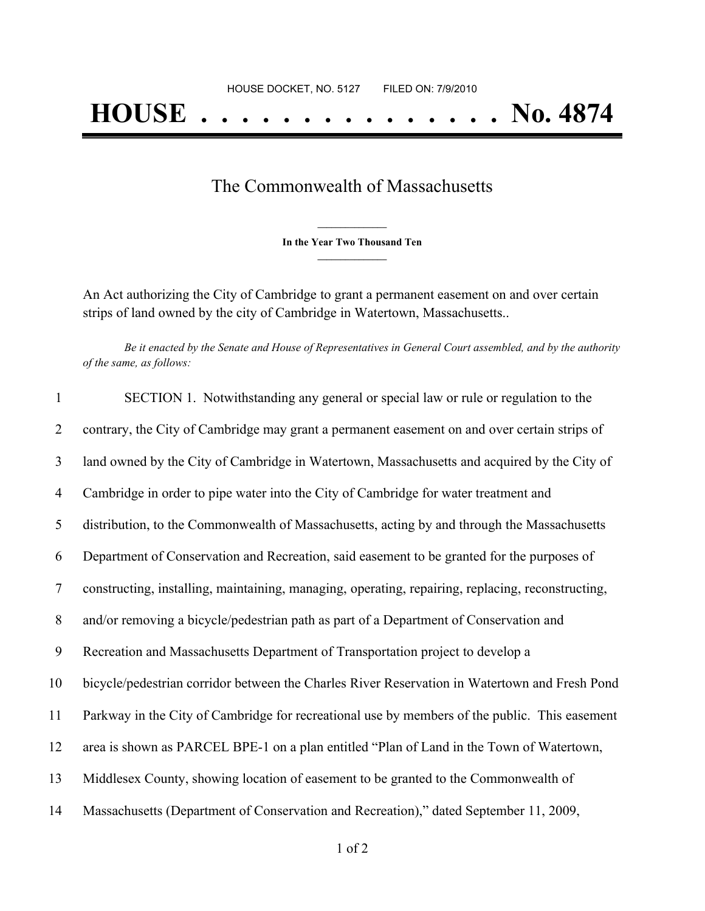HOUSE DOCKET, NO. 5127 FILED ON: 7/9/2010

# HOUSE . . . . . . . . . . . . . . . No. 4874

## The Commonwealth of Massachusetts

**In the Year Two Thousand Ten**

An Act authorizing the City of Cambridge to grant a permanent easement on and over certain strips of land owned by the city of Cambridge in Watertown, Massachusetts..

*Be it enacted by the Senate and House of Representatives in General Court assembled, and by the authority of the same, as follows:*

SECTION 1. Notwithstanding any general or special law or rule or regulation to the contrary, the City of Cambridge may grant a permanent easement on and over certain strips of land owned by the City of Cambridge in Watertown, Massachusetts and acquired by the City of Cambridge in order to pipe water into the City of Cambridge for water treatment and distribution, to the Commonwealth of Massachusetts, acting by and through the Massachusetts Department of Conservation and Recreation, said easement to be granted for the purposes of constructing, installing, maintaining, managing, operating, repairing, replacing, reconstructing, and/or removing a bicycle/pedestrian path as part of a Department of Conservation and Recreation and Massachusetts Department of Transportation project to develop a bicycle/pedestrian corridor between the Charles River Reservation in Watertown and Fresh Pond Parkway in the City of Cambridge for recreational use by members of the public. This easement area is shown as PARCEL BPE-1 on a plan entitled "Plan of Land in the Town of Watertown, Middlesex County, showing location of easement to be granted to the Commonwealth of Massachusetts (Department of Conservation and Recreation)," dated September 11, 2009,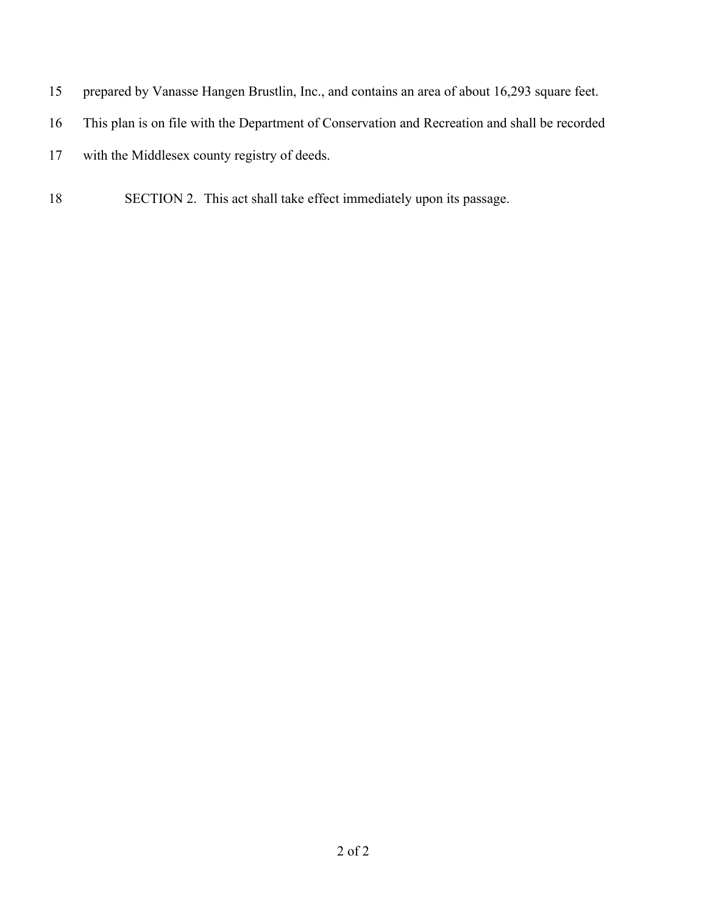prepared by Vanasse Hangen Brustlin, Inc., and contains an area of about 16,293 square feet. This plan is on file with the Department of Conservation and Recreation and shall be recorded with the Middlesex county registry of deeds.

SECTION 2. This act shall take effect immediately upon its passage.